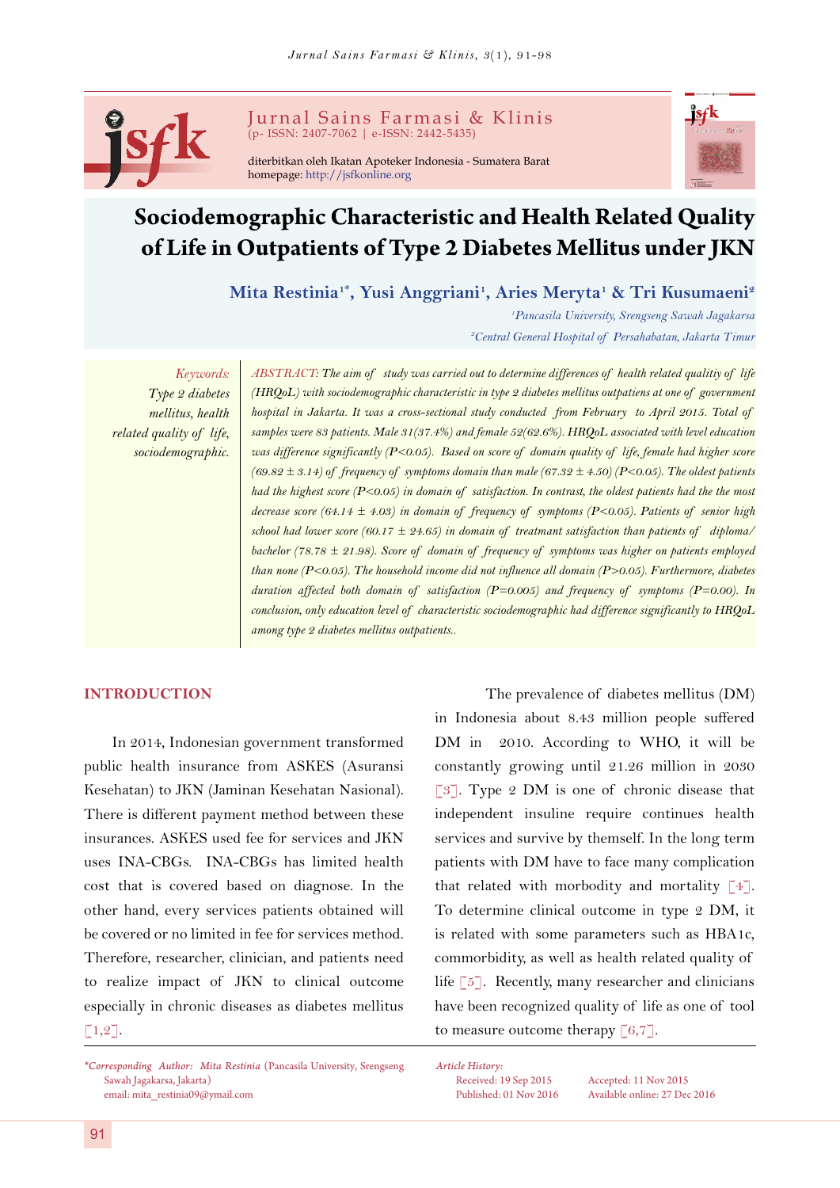Jurnal Sains Farmasi & Klinis
(p- ISSN: 2407-7062 | e-ISSN: 2442-5435)

diterbitkan oleh Ikatan Apoteker Indonesia - Sumatera Barat
homepage: http://jsfkonline.org

# Sociodemographic Characteristic and Health Related Quality of Life in Outpatients of Type 2 Diabetes Mellitus under JKN

**Mita Restinia[1*], Yusi Anggriani[1], Aries Meryta[1] & Tri Kusumaeni[2]**

[1]*Pancasila University, Srengseng Sawah Jagakarsa*
[2]*Central General Hospital of Persahabatan, Jakarta Timur*

*Keywords: Type 2 diabetes mellitus, health related quality of life, sociodemographic.*

*ABSTRACT: The aim of study was carried out to determine differences of health related qualitiy of life (HRQoL) with sociodemographic characteristic in type 2 diabetes mellitus outpatiens at one of government hospital in Jakarta. It was a cross-sectional study conducted from February to April 2015. Total of samples were 83 patients. Male 31(37.4%) and female 52(62.6%). HRQoL associated with level education was difference significantly ($P<0.05$). Based on score of domain quality of life, female had higher score ($69.82 \pm 3.14$) of frequency of symptoms domain than male ($67.32 \pm 4.50$) ($P<0.05$). The oldest patients had the highest score ($P<0.05$) in domain of satisfaction. In contrast, the oldest patients had the the most decrease score ($64.14 \pm 4.03$) in domain of frequency of symptoms ($P<0.05$). Patients of senior high school had lower score ($60.17 \pm 24.65$) in domain of treatmant satisfaction than patients of diploma/bachelor ($78.78 \pm 21.98$). Score of domain of frequency of symptoms was higher on patients employed than none ($P<0.05$). The household income did not influence all domain ($P>0.05$). Furthermore, diabetes duration affected both domain of satisfaction ($P=0.005$) and frequency of symptoms ($P=0.00$). In conclusion, only education level of characteristic sociodemographic had difference significantly to HRQoL among type 2 diabetes mellitus outpatients..*

## INTRODUCTION

In 2014, Indonesian government transformed public health insurance from ASKES (Asuransi Kesehatan) to JKN (Jaminan Kesehatan Nasional). There is different payment method between these insurances. ASKES used fee for services and JKN uses INA-CBGs. INA-CBGs has limited health cost that is covered based on diagnose. In the other hand, every services patients obtained will be covered or no limited in fee for services method. Therefore, researcher, clinician, and patients need to realize impact of JKN to clinical outcome especially in chronic diseases as diabetes mellitus [1,2].

The prevalence of diabetes mellitus (DM) in Indonesia about 8.43 million people suffered DM in 2010. According to WHO, it will be constantly growing until 21.26 million in 2030 [3]. Type 2 DM is one of chronic disease that independent insuline require continues health services and survive by themself. In the long term patients with DM have to face many complication that related with morbodity and mortality [4]. To determine clinical outcome in type 2 DM, it is related with some parameters such as HBA1c, commorbidity, as well as health related quality of life [5]. Recently, many researcher and clinicians have been recognized quality of life as one of tool to measure outcome therapy [6,7].

*Corresponding Author: Mita Restinia* (Pancasila University, Srengseng Sawah Jagakarsa, Jakarta)
email: mita_restinia09@ymail.com

*Article History:*
Received: 19 Sep 2015
Accepted: 11 Nov 2015
Published: 01 Nov 2016
Available online: 27 Dec 2016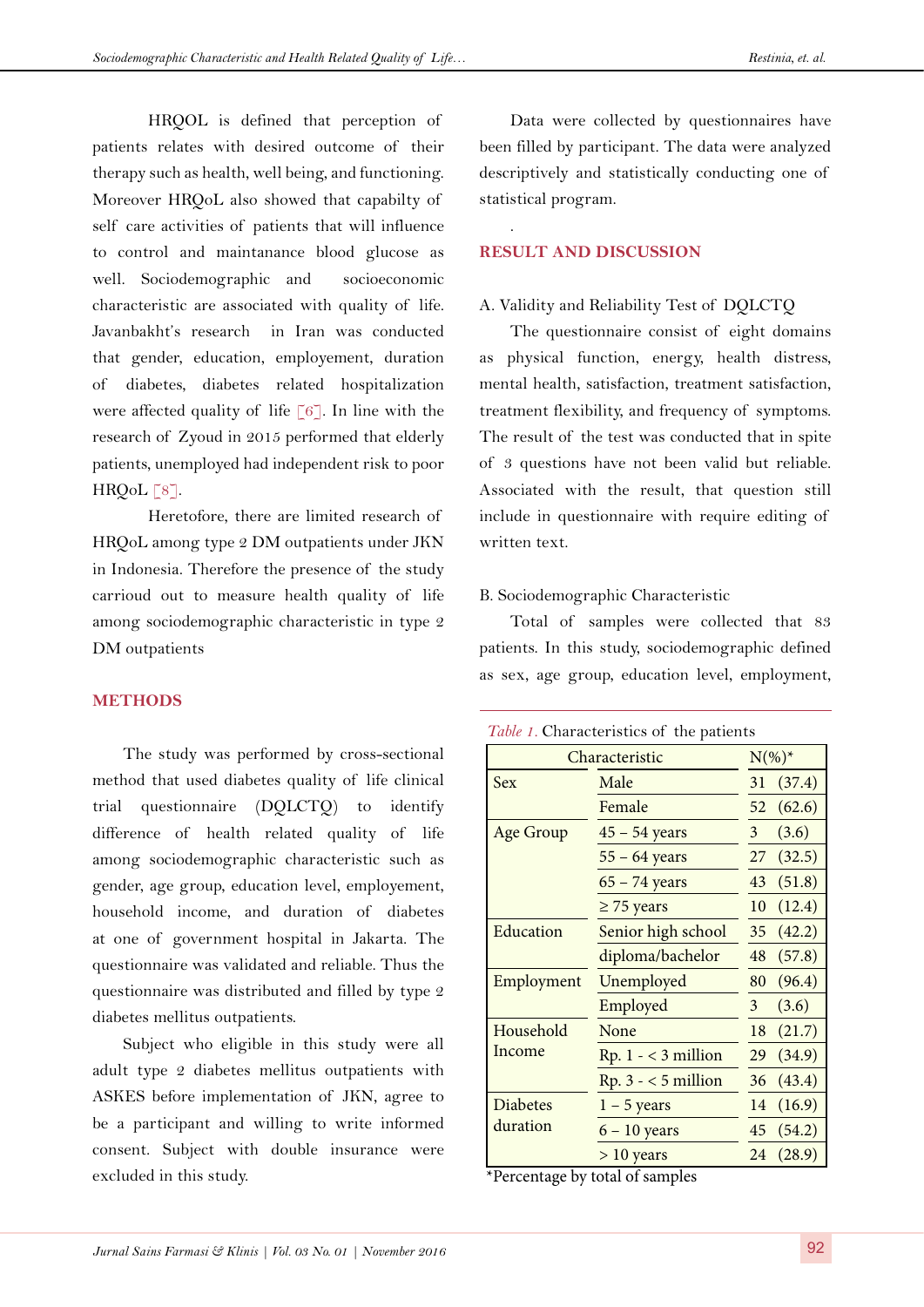HRQOL is defined that perception of patients relates with desired outcome of their therapy such as health, well being, and functioning. Moreover HRQoL also showed that capabilty of self care activities of patients that will influence to control and maintanance blood glucose as well. Sociodemographic and socioeconomic characteristic are associated with quality of life. Javanbakht's research in Iran was conducted that gender, education, employement, duration of diabetes, diabetes related hospitalization were affected quality of life [6]. In line with the research of Zyoud in 2015 performed that elderly patients, unemployed had independent risk to poor HRQoL [8].

Heretofore, there are limited research of HRQoL among type 2 DM outpatients under JKN in Indonesia. Therefore the presence of the study carrioud out to measure health quality of life among sociodemographic characteristic in type 2 DM outpatients

## METHODS

The study was performed by cross-sectional method that used diabetes quality of life clinical trial questionnaire (DQLCTQ) to identify difference of health related quality of life among sociodemographic characteristic such as gender, age group, education level, employement, household income, and duration of diabetes at one of government hospital in Jakarta. The questionnaire was validated and reliable. Thus the questionnaire was distributed and filled by type 2 diabetes mellitus outpatients.

Subject who eligible in this study were all adult type 2 diabetes mellitus outpatients with ASKES before implementation of JKN, agree to be a participant and willing to write informed consent. Subject with double insurance were excluded in this study.

Data were collected by questionnaires have been filled by participant. The data were analyzed descriptively and statistically conducting one of statistical program.

## RESULT AND DISCUSSION

A. Validity and Reliability Test of DQLCTQ

The questionnaire consist of eight domains as physical function, energy, health distress, mental health, satisfaction, treatment satisfaction, treatment flexibility, and frequency of symptoms. The result of the test was conducted that in spite of 3 questions have not been valid but reliable. Associated with the result, that question still include in questionnaire with require editing of written text.

B. Sociodemographic Characteristic

Total of samples were collected that 83 patients. In this study, sociodemographic defined as sex, age group, education level, employment,

*Table 1.* Characteristics of the patients

| Characteristic | | N(%)* |
|---|---|---|
| Sex | Male | 31 (37.4) |
| | Female | 52 (62.6) |
| Age Group | 45 – 54 years | 3 (3.6) |
| | 55 – 64 years | 27 (32.5) |
| | 65 – 74 years | 43 (51.8) |
| | ≥ 75 years | 10 (12.4) |
| Education | Senior high school | 35 (42.2) |
| | diploma/bachelor | 48 (57.8) |
| Employment | Unemployed | 80 (96.4) |
| | Employed | 3 (3.6) |
| Household Income | None | 18 (21.7) |
| | Rp. 1 - < 3 million | 29 (34.9) |
| | Rp. 3 - < 5 million | 36 (43.4) |
| Diabetes duration | 1 – 5 years | 14 (16.9) |
| | 6 – 10 years | 45 (54.2) |
| | > 10 years | 24 (28.9) |

*Percentage by total of samples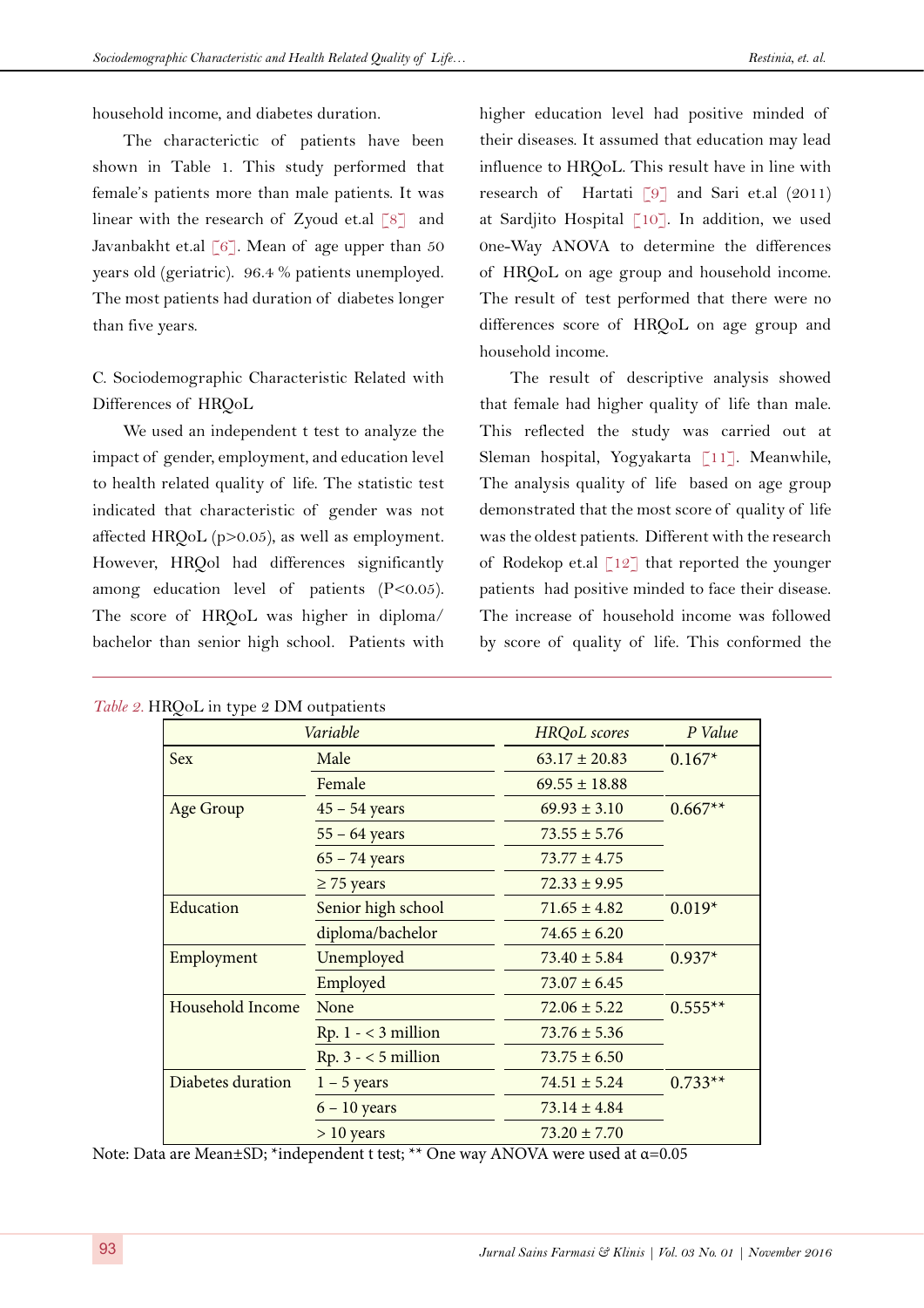household income, and diabetes duration.

The characterictic of patients have been shown in Table 1. This study performed that female's patients more than male patients. It was linear with the research of Zyoud et.al [8] and Javanbakht et.al [6]. Mean of age upper than 50 years old (geriatric). 96.4 % patients unemployed. The most patients had duration of diabetes longer than five years.

C. Sociodemographic Characteristic Related with Differences of HRQoL

We used an independent t test to analyze the impact of gender, employment, and education level to health related quality of life. The statistic test indicated that characteristic of gender was not affected HRQoL ($p>0.05$), as well as employment. However, HRQol had differences significantly among education level of patients ($P<0.05$). The score of HRQoL was higher in diploma/bachelor than senior high school. Patients with higher education level had positive minded of their diseases. It assumed that education may lead influence to HRQoL. This result have in line with research of Hartati [9] and Sari et.al (2011) at Sardjito Hospital [10]. In addition, we used One-Way ANOVA to determine the differences of HRQoL on age group and household income. The result of test performed that there were no differences score of HRQoL on age group and household income.

The result of descriptive analysis showed that female had higher quality of life than male. This reflected the study was carried out at Sleman hospital, Yogyakarta [11]. Meanwhile, The analysis quality of life based on age group demonstrated that the most score of quality of life was the oldest patients. Different with the research of Rodekop et.al [12] that reported the younger patients had positive minded to face their disease. The increase of household income was followed by score of quality of life. This conformed the

*Table 2.* HRQoL in type 2 DM outpatients

| Variable | | HRQoL scores | P Value |
|---|---|---|---|
| Sex | Male | 63.17 ± 20.83 | 0.167* |
| | Female | 69.55 ± 18.88 | |
| Age Group | 45 – 54 years | 69.93 ± 3.10 | 0.667** |
| | 55 – 64 years | 73.55 ± 5.76 | |
| | 65 – 74 years | 73.77 ± 4.75 | |
| | ≥ 75 years | 72.33 ± 9.95 | |
| Education | Senior high school | 71.65 ± 4.82 | 0.019* |
| | diploma/bachelor | 74.65 ± 6.20 | |
| Employment | Unemployed | 73.40 ± 5.84 | 0.937* |
| | Employed | 73.07 ± 6.45 | |
| Household Income | None | 72.06 ± 5.22 | 0.555** |
| | Rp. 1 - < 3 million | 73.76 ± 5.36 | |
| | Rp. 3 - < 5 million | 73.75 ± 6.50 | |
| Diabetes duration | 1 – 5 years | 74.51 ± 5.24 | 0.733** |
| | 6 – 10 years | 73.14 ± 4.84 | |
| | > 10 years | 73.20 ± 7.70 | |

Note: Data are Mean±SD; *independent t test; ** One way ANOVA were used at $\alpha=0.05$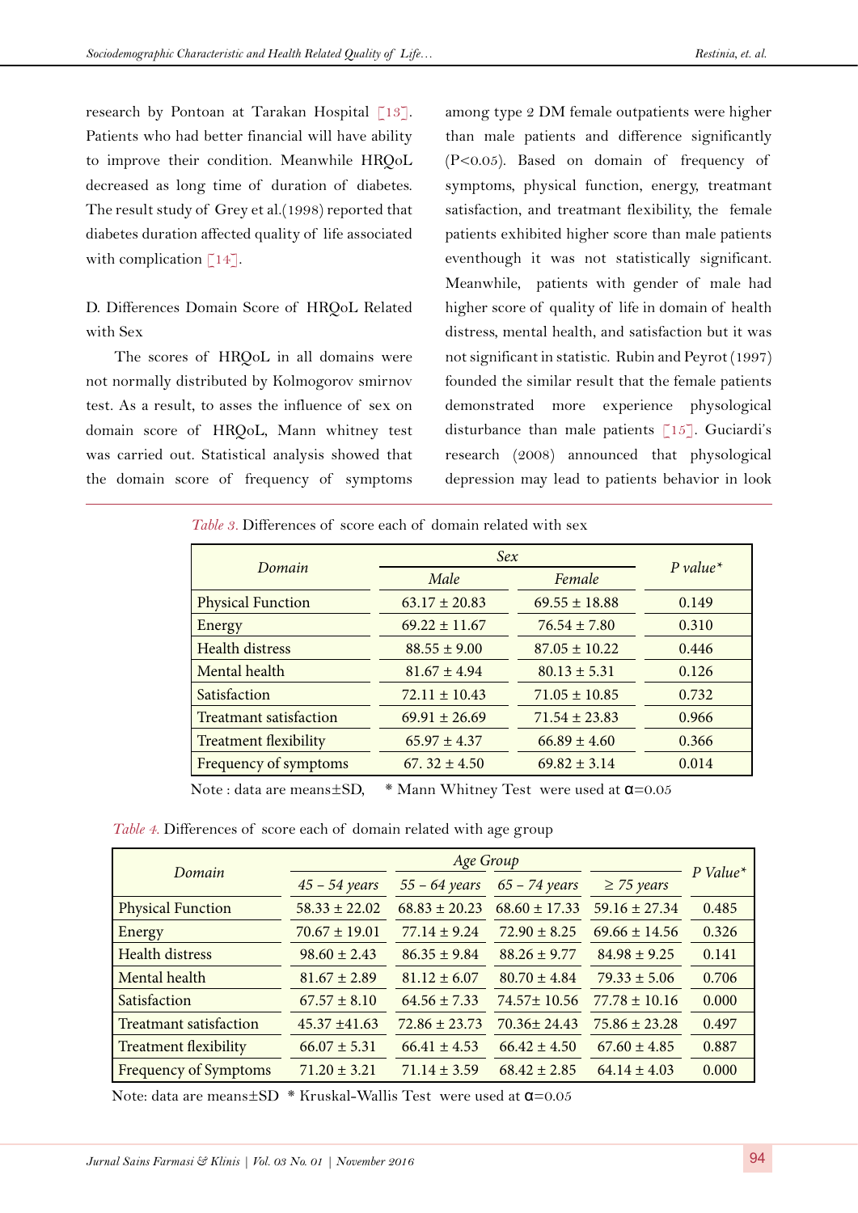research by Pontoan at Tarakan Hospital [13]. Patients who had better financial will have ability to improve their condition. Meanwhile HRQoL decreased as long time of duration of diabetes. The result study of Grey et al.(1998) reported that diabetes duration affected quality of life associated with complication [14].

D. Differences Domain Score of HRQoL Related with Sex

The scores of HRQoL in all domains were not normally distributed by Kolmogorov smirnov test. As a result, to asses the influence of sex on domain score of HRQoL, Mann whitney test was carried out. Statistical analysis showed that the domain score of frequency of symptoms among type 2 DM female outpatients were higher than male patients and difference significantly ($P<0.05$). Based on domain of frequency of symptoms, physical function, energy, treatmant satisfaction, and treatment flexibility, the female patients exhibited higher score than male patients eventhough it was not statistically significant. Meanwhile, patients with gender of male had higher score of quality of life in domain of health distress, mental health, and satisfaction but it was not significant in statistic. Rubin and Peyrot (1997) founded the similar result that the female patients demonstrated more experience physological disturbance than male patients [15]. Guciardi's research (2008) announced that physological depression may lead to patients behavior in look

*Table 3.* Differences of score each of domain related with sex

| *Domain* | *Sex* | | *P value\** |
|---|---|---|---|
| | *Male* | *Female* | |
| Physical Function | 63.17 ± 20.83 | 69.55 ± 18.88 | 0.149 |
| Energy | 69.22 ± 11.67 | 76.54 ± 7.80 | 0.310 |
| Health distress | 88.55 ± 9.00 | 87.05 ± 10.22 | 0.446 |
| Mental health | 81.67 ± 4.94 | 80.13 ± 5.31 | 0.126 |
| Satisfaction | 72.11 ± 10.43 | 71.05 ± 10.85 | 0.732 |
| Treatmant satisfaction | 69.91 ± 26.69 | 71.54 ± 23.83 | 0.966 |
| Treatment flexibility | 65.97 ± 4.37 | 66.89 ± 4.60 | 0.366 |
| Frequency of symptoms | 67. 32 ± 4.50 | 69.82 ± 3.14 | 0.014 |

Note : data are means±SD, \* Mann Whitney Test were used at $\alpha$=0.05

*Table 4.* Differences of score each of domain related with age group

| *Domain* | *Age Group* | | | | *P Value\** |
|---|---|---|---|---|---|
| | *45 – 54 years* | *55 – 64 years* | *65 – 74 years* | *≥ 75 years* | |
| Physical Function | 58.33 ± 22.02 | 68.83 ± 20.23 | 68.60 ± 17.33 | 59.16 ± 27.34 | 0.485 |
| Energy | 70.67 ± 19.01 | 77.14 ± 9.24 | 72.90 ± 8.25 | 69.66 ± 14.56 | 0.326 |
| Health distress | 98.60 ± 2.43 | 86.35 ± 9.84 | 88.26 ± 9.77 | 84.98 ± 9.25 | 0.141 |
| Mental health | 81.67 ± 2.89 | 81.12 ± 6.07 | 80.70 ± 4.84 | 79.33 ± 5.06 | 0.706 |
| Satisfaction | 67.57 ± 8.10 | 64.56 ± 7.33 | 74.57± 10.56 | 77.78 ± 10.16 | 0.000 |
| Treatmant satisfaction | 45.37 ±41.63 | 72.86 ± 23.73 | 70.36± 24.43 | 75.86 ± 23.28 | 0.497 |
| Treatment flexibility | 66.07 ± 5.31 | 66.41 ± 4.53 | 66.42 ± 4.50 | 67.60 ± 4.85 | 0.887 |
| Frequency of Symptoms | 71.20 ± 3.21 | 71.14 ± 3.59 | 68.42 ± 2.85 | 64.14 ± 4.03 | 0.000 |

Note: data are means±SD \* Kruskal-Wallis Test were used at $\alpha$=0.05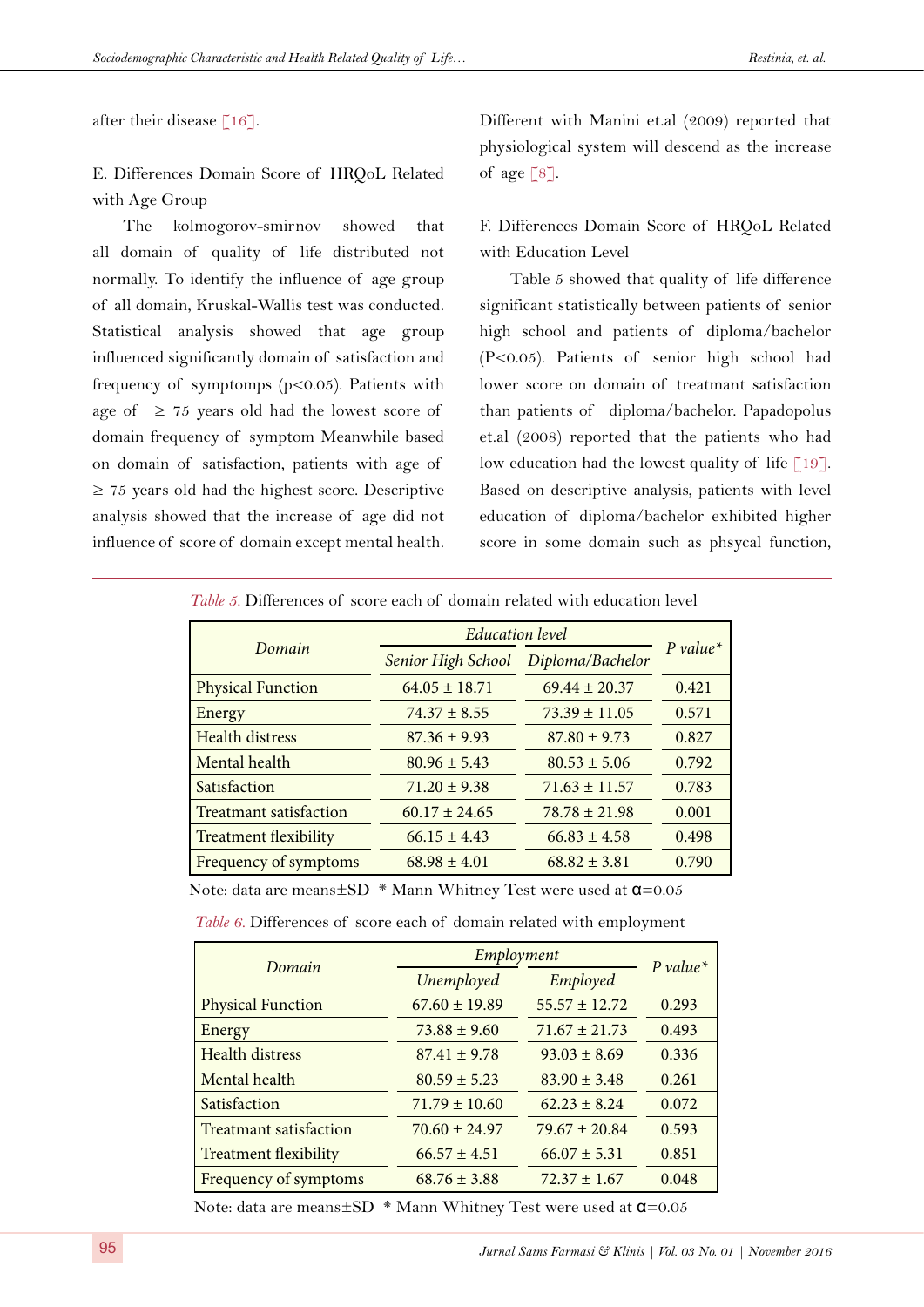after their disease [16].

E. Differences Domain Score of HRQoL Related with Age Group

The kolmogorov-smirnov showed that all domain of quality of life distributed not normally. To identify the influence of age group of all domain, Kruskal-Wallis test was conducted. Statistical analysis showed that age group influenced significantly domain of satisfaction and frequency of symptomps ($p<0.05$). Patients with age of $\geq 75$ years old had the lowest score of domain frequency of symptom Meanwhile based on domain of satisfaction, patients with age of $\geq 75$ years old had the highest score. Descriptive analysis showed that the increase of age did not influence of score of domain except mental health. Different with Manini et.al (2009) reported that physiological system will descend as the increase of age [8].

F. Differences Domain Score of HRQoL Related with Education Level

Table 5 showed that quality of life difference significant statistically between patients of senior high school and patients of diploma/bachelor ($P<0.05$). Patients of senior high school had lower score on domain of treatmant satisfaction than patients of diploma/bachelor. Papadopolus et.al (2008) reported that the patients who had low education had the lowest quality of life [19]. Based on descriptive analysis, patients with level education of diploma/bachelor exhibited higher score in some domain such as phsycal function,

*Table 5.* Differences of score each of domain related with education level

| *Domain* | *Education level* | | *P value\** |
|---|---|---|---|
| | *Senior High School* | *Diploma/Bachelor* | |
| Physical Function | 64.05 ± 18.71 | 69.44 ± 20.37 | 0.421 |
| Energy | 74.37 ± 8.55 | 73.39 ± 11.05 | 0.571 |
| Health distress | 87.36 ± 9.93 | 87.80 ± 9.73 | 0.827 |
| Mental health | 80.96 ± 5.43 | 80.53 ± 5.06 | 0.792 |
| Satisfaction | 71.20 ± 9.38 | 71.63 ± 11.57 | 0.783 |
| Treatmant satisfaction | 60.17 ± 24.65 | 78.78 ± 21.98 | 0.001 |
| Treatment flexibility | 66.15 ± 4.43 | 66.83 ± 4.58 | 0.498 |
| Frequency of symptoms | 68.98 ± 4.01 | 68.82 ± 3.81 | 0.790 |

Note: data are means±SD * Mann Whitney Test were used at $\alpha=0.05$

*Table 6.* Differences of score each of domain related with employment

| *Domain* | *Employment* | | *P value\** |
|---|---|---|---|
| | *Unemployed* | *Employed* | |
| Physical Function | 67.60 ± 19.89 | 55.57 ± 12.72 | 0.293 |
| Energy | 73.88 ± 9.60 | 71.67 ± 21.73 | 0.493 |
| Health distress | 87.41 ± 9.78 | 93.03 ± 8.69 | 0.336 |
| Mental health | 80.59 ± 5.23 | 83.90 ± 3.48 | 0.261 |
| Satisfaction | 71.79 ± 10.60 | 62.23 ± 8.24 | 0.072 |
| Treatmant satisfaction | 70.60 ± 24.97 | 79.67 ± 20.84 | 0.593 |
| Treatment flexibility | 66.57 ± 4.51 | 66.07 ± 5.31 | 0.851 |
| Frequency of symptoms | 68.76 ± 3.88 | 72.37 ± 1.67 | 0.048 |

Note: data are means±SD * Mann Whitney Test were used at $\alpha=0.05$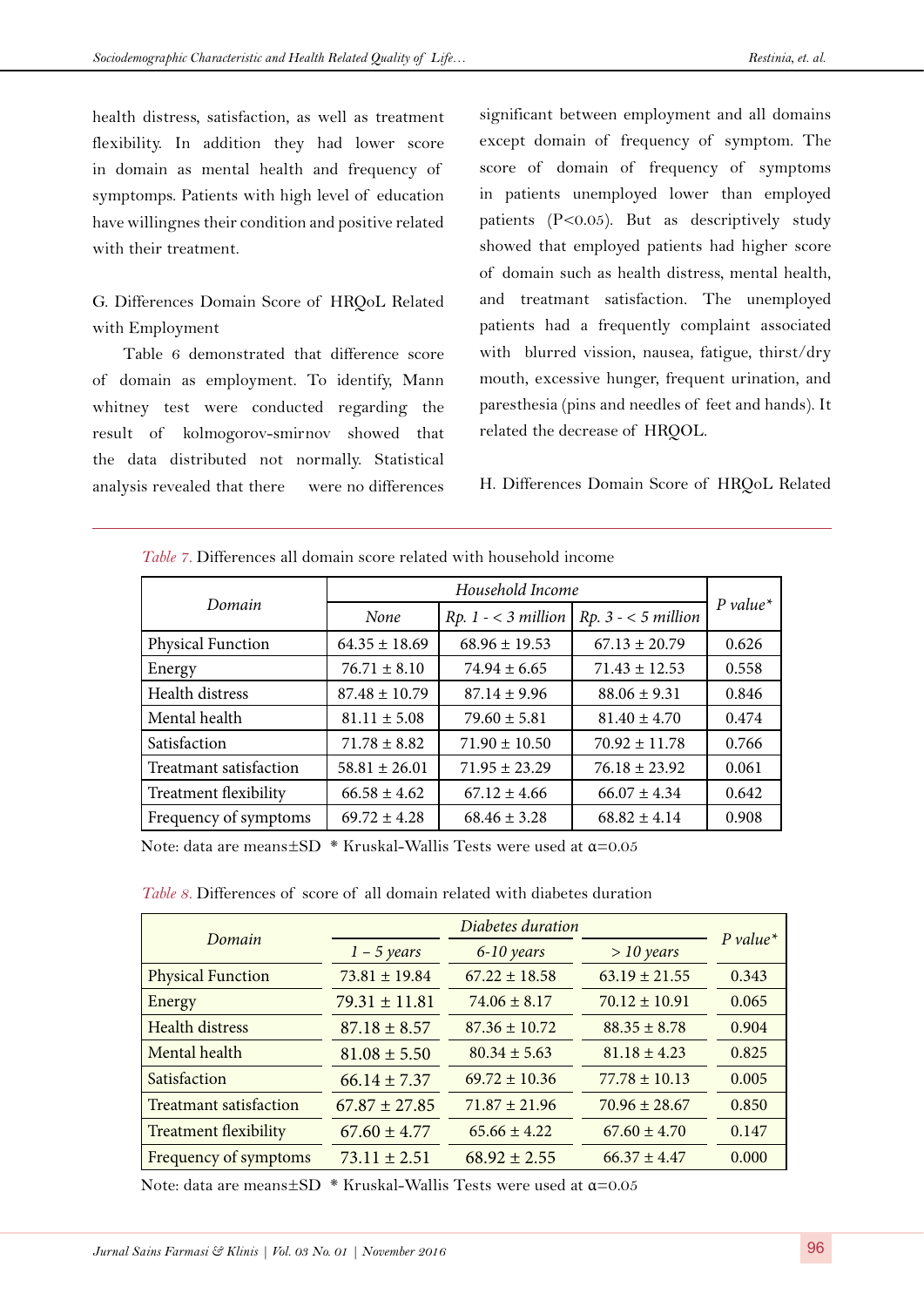health distress, satisfaction, as well as treatment flexibility. In addition they had lower score in domain as mental health and frequency of symptomps. Patients with high level of education have willingnes their condition and positive related with their treatment.

G. Differences Domain Score of HRQoL Related with Employment

Table 6 demonstrated that difference score of domain as employment. To identify, Mann whitney test were conducted regarding the result of kolmogorov-smirnov showed that the data distributed not normally. Statistical analysis revealed that there were no differences significant between employment and all domains except domain of frequency of symptom. The score of domain of frequency of symptoms in patients unemployed lower than employed patients ($P<0.05$). But as descriptively study showed that employed patients had higher score of domain such as health distress, mental health, and treatmant satisfaction. The unemployed patients had a frequently complaint associated with blurred vission, nausea, fatigue, thirst/dry mouth, excessive hunger, frequent urination, and paresthesia (pins and needles of feet and hands). It related the decrease of HRQOL.

H. Differences Domain Score of HRQoL Related

*Table 7.* Differences all domain score related with household income

| Domain | Household Income | | | P value* |
|---|---|---|---|---|
| | None | Rp. 1 - < 3 million | Rp. 3 - < 5 million | |
| Physical Function | 64.35 ± 18.69 | 68.96 ± 19.53 | 67.13 ± 20.79 | 0.626 |
| Energy | 76.71 ± 8.10 | 74.94 ± 6.65 | 71.43 ± 12.53 | 0.558 |
| Health distress | 87.48 ± 10.79 | 87.14 ± 9.96 | 88.06 ± 9.31 | 0.846 |
| Mental health | 81.11 ± 5.08 | 79.60 ± 5.81 | 81.40 ± 4.70 | 0.474 |
| Satisfaction | 71.78 ± 8.82 | 71.90 ± 10.50 | 70.92 ± 11.78 | 0.766 |
| Treatmant satisfaction | 58.81 ± 26.01 | 71.95 ± 23.29 | 76.18 ± 23.92 | 0.061 |
| Treatment flexibility | 66.58 ± 4.62 | 67.12 ± 4.66 | 66.07 ± 4.34 | 0.642 |
| Frequency of symptoms | 69.72 ± 4.28 | 68.46 ± 3.28 | 68.82 ± 4.14 | 0.908 |

Note: data are means±SD * Kruskal-Wallis Tests were used at $\alpha=0.05$

*Table 8.* Differences of score of all domain related with diabetes duration

| Domain | Diabetes duration | | | P value* |
|---|---|---|---|---|
| | 1 – 5 years | 6-10 years | > 10 years | |
| Physical Function | 73.81 ± 19.84 | 67.22 ± 18.58 | 63.19 ± 21.55 | 0.343 |
| Energy | 79.31 ± 11.81 | 74.06 ± 8.17 | 70.12 ± 10.91 | 0.065 |
| Health distress | 87.18 ± 8.57 | 87.36 ± 10.72 | 88.35 ± 8.78 | 0.904 |
| Mental health | 81.08 ± 5.50 | 80.34 ± 5.63 | 81.18 ± 4.23 | 0.825 |
| Satisfaction | 66.14 ± 7.37 | 69.72 ± 10.36 | 77.78 ± 10.13 | 0.005 |
| Treatmant satisfaction | 67.87 ± 27.85 | 71.87 ± 21.96 | 70.96 ± 28.67 | 0.850 |
| Treatment flexibility | 67.60 ± 4.77 | 65.66 ± 4.22 | 67.60 ± 4.70 | 0.147 |
| Frequency of symptoms | 73.11 ± 2.51 | 68.92 ± 2.55 | 66.37 ± 4.47 | 0.000 |

Note: data are means±SD * Kruskal-Wallis Tests were used at $\alpha=0.05$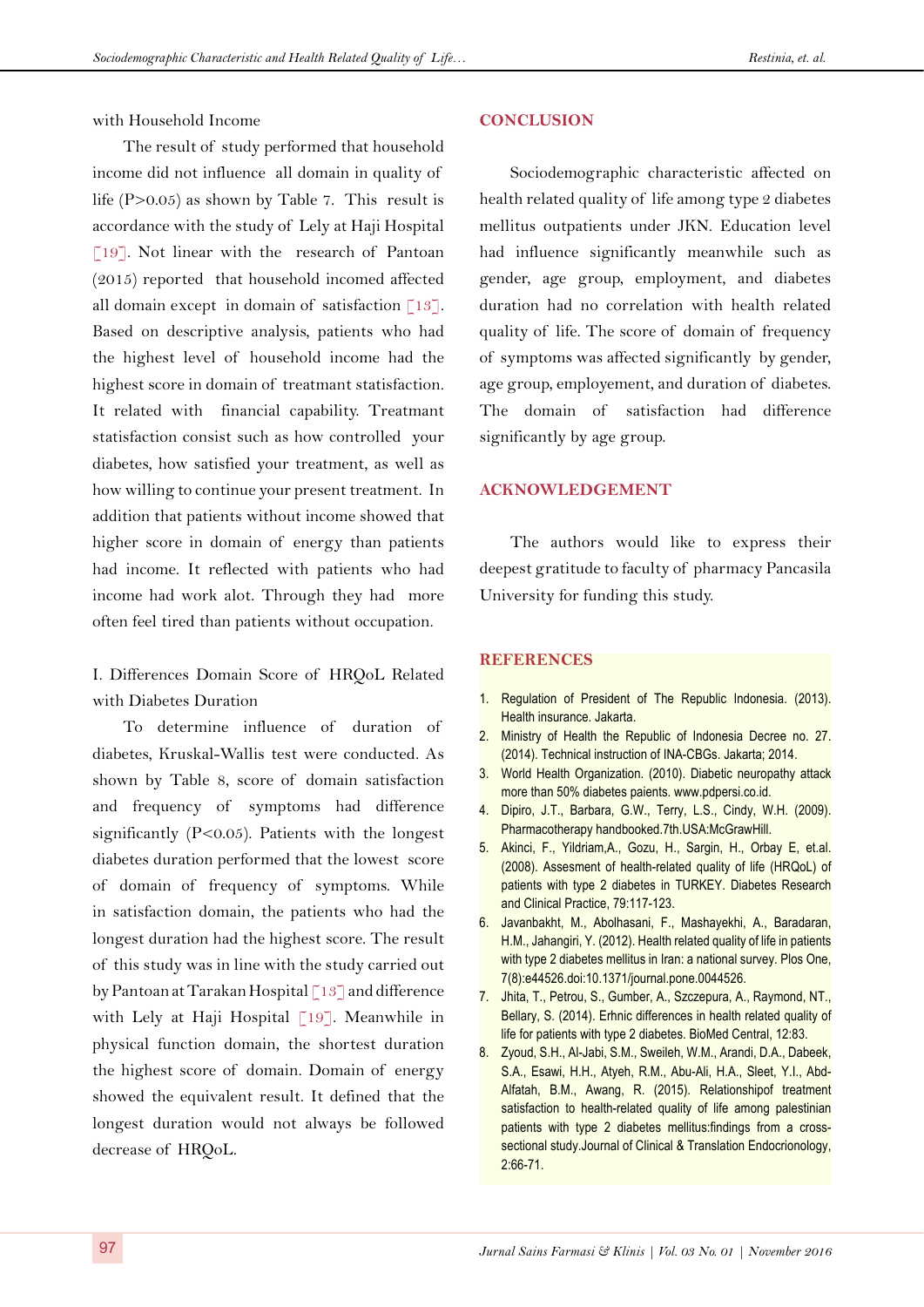with Household Income

The result of study performed that household income did not influence all domain in quality of life (P>0.05) as shown by Table 7. This result is accordance with the study of Lely at Haji Hospital [19]. Not linear with the research of Pantoan (2015) reported that household incomed affected all domain except in domain of satisfaction [13]. Based on descriptive analysis, patients who had the highest level of household income had the highest score in domain of treatmant statisfaction. It related with financial capability. Treatmant statisfaction consist such as how controlled your diabetes, how satisfied your treatment, as well as how willing to continue your present treatment. In addition that patients without income showed that higher score in domain of energy than patients had income. It reflected with patients who had income had work alot. Through they had more often feel tired than patients without occupation.

I. Differences Domain Score of HRQoL Related with Diabetes Duration

To determine influence of duration of diabetes, Kruskal-Wallis test were conducted. As shown by Table 8, score of domain satisfaction and frequency of symptoms had difference significantly (P<0.05). Patients with the longest diabetes duration performed that the lowest score of domain of frequency of symptoms. While in satisfaction domain, the patients who had the longest duration had the highest score. The result of this study was in line with the study carried out by Pantoan at Tarakan Hospital [13] and difference with Lely at Haji Hospital [19]. Meanwhile in physical function domain, the shortest duration the highest score of domain. Domain of energy showed the equivalent result. It defined that the longest duration would not always be followed decrease of HRQoL.

## CONCLUSION

Sociodemographic characteristic affected on health related quality of life among type 2 diabetes mellitus outpatients under JKN. Education level had influence significantly meanwhile such as gender, age group, employment, and diabetes duration had no correlation with health related quality of life. The score of domain of frequency of symptoms was affected significantly by gender, age group, employement, and duration of diabetes. The domain of satisfaction had difference significantly by age group.

## ACKNOWLEDGEMENT

The authors would like to express their deepest gratitude to faculty of pharmacy Pancasila University for funding this study.

## REFERENCES

1. Regulation of President of The Republic Indonesia. (2013). Health insurance. Jakarta.
2. Ministry of Health the Republic of Indonesia Decree no. 27. (2014). Technical instruction of INA-CBGs. Jakarta; 2014.
3. World Health Organization. (2010). Diabetic neuropathy attack more than 50% diabetes paients. www.pdpersi.co.id.
4. Dipiro, J.T., Barbara, G.W., Terry, L.S., Cindy, W.H. (2009). Pharmacotherapy handbooked.7th.USA:McGrawHill.
5. Akinci, F., Yildriam,A., Gozu, H., Sargin, H., Orbay E, et.al. (2008). Assesment of health-related quality of life (HRQoL) of patients with type 2 diabetes in TURKEY. Diabetes Research and Clinical Practice, 79:117-123.
6. Javanbakht, M., Abolhasani, F., Mashayekhi, A., Baradaran, H.M., Jahangiri, Y. (2012). Health related quality of life in patients with type 2 diabetes mellitus in Iran: a national survey. Plos One, 7(8):e44526.doi:10.1371/journal.pone.0044526.
7. Jhita, T., Petrou, S., Gumber, A., Szczepura, A., Raymond, NT., Bellary, S. (2014). Erhnic differences in health related quality of life for patients with type 2 diabetes. BioMed Central, 12:83.
8. Zyoud, S.H., Al-Jabi, S.M., Sweileh, W.M., Arandi, D.A., Dabeek, S.A., Esawi, H.H., Atyeh, R.M., Abu-Ali, H.A., Sleet, Y.I., Abd-Alfatah, B.M., Awang, R. (2015). Relationshipof treatment satisfaction to health-related quality of life among palestinian patients with type 2 diabetes mellitus:findings from a cross-sectional study.Journal of Clinical & Translation Endocrionology, 2:66-71.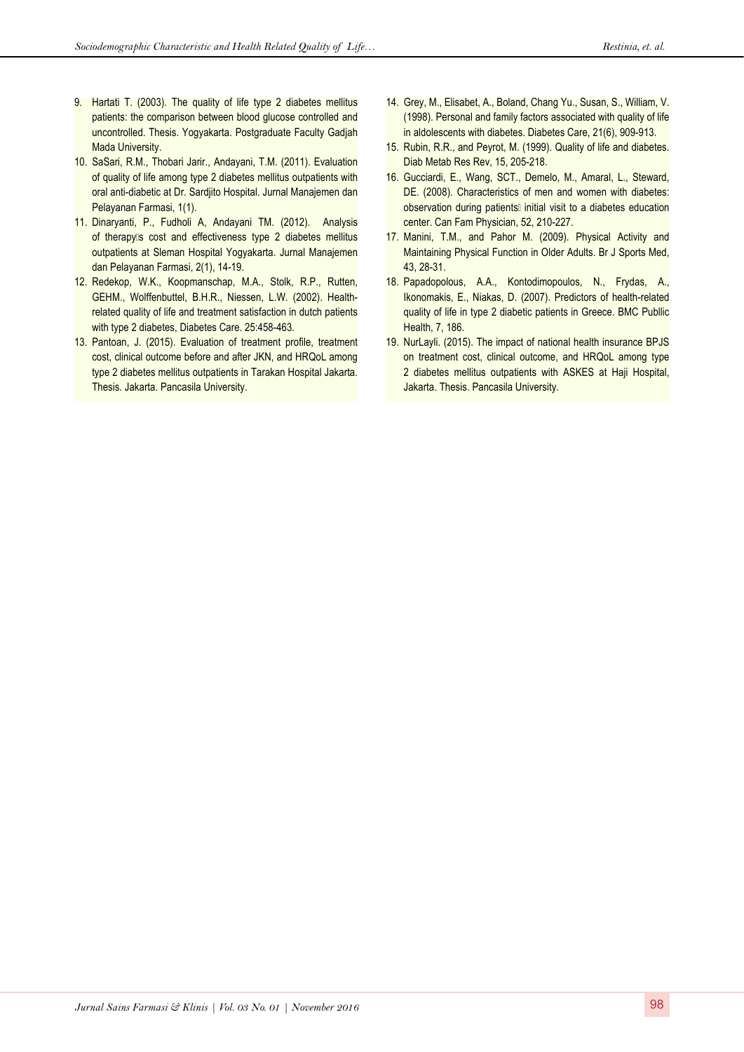9. Hartati T. (2003). The quality of life type 2 diabetes mellitus patients: the comparison between blood glucose controlled and uncontrolled. Thesis. Yogyakarta. Postgraduate Faculty Gadjah Mada University.
10. SaSari, R.M., Thobari Jarir., Andayani, T.M. (2011). Evaluation of quality of life among type 2 diabetes mellitus outpatients with oral anti-diabetic at Dr. Sardjito Hospital. Jurnal Manajemen dan Pelayanan Farmasi, 1(1).
11. Dinaryanti, P., Fudholi A, Andayani TM. (2012). Analysis of therapy's cost and effectiveness type 2 diabetes mellitus outpatients at Sleman Hospital Yogyakarta. Jurnal Manajemen dan Pelayanan Farmasi, 2(1), 14-19.
12. Redekop, W.K., Koopmanschap, M.A., Stolk, R.P., Rutten, GEHM., Wolffenbuttel, B.H.R., Niessen, L.W. (2002). Health-related quality of life and treatment satisfaction in dutch patients with type 2 diabetes, Diabetes Care. 25:458-463.
13. Pantoan, J. (2015). Evaluation of treatment profile, treatment cost, clinical outcome before and after JKN, and HRQoL among type 2 diabetes mellitus outpatients in Tarakan Hospital Jakarta. Thesis. Jakarta. Pancasila University.
14. Grey, M., Elisabet, A., Boland, Chang Yu., Susan, S., William, V. (1998). Personal and family factors associated with quality of life in aldolescents with diabetes. Diabetes Care, 21(6), 909-913.
15. Rubin, R.R., and Peyrot, M. (1999). Quality of life and diabetes. Diab Metab Res Rev, 15, 205-218.
16. Gucciardi, E., Wang, SCT., Demelo, M., Amaral, L., Steward, DE. (2008). Characteristics of men and women with diabetes: observation during patients' initial visit to a diabetes education center. Can Fam Physician, 52, 210-227.
17. Manini, T.M., and Pahor M. (2009). Physical Activity and Maintaining Physical Function in Older Adults. Br J Sports Med, 43, 28-31.
18. Papadopolous, A.A., Kontodimopoulos, N., Frydas, A., Ikonomakis, E., Niakas, D. (2007). Predictors of health-related quality of life in type 2 diabetic patients in Greece. BMC Publlic Health, 7, 186.
19. NurLayli. (2015). The impact of national health insurance BPJS on treatment cost, clinical outcome, and HRQoL among type 2 diabetes mellitus outpatients with ASKES at Haji Hospital, Jakarta. Thesis. Pancasila University.